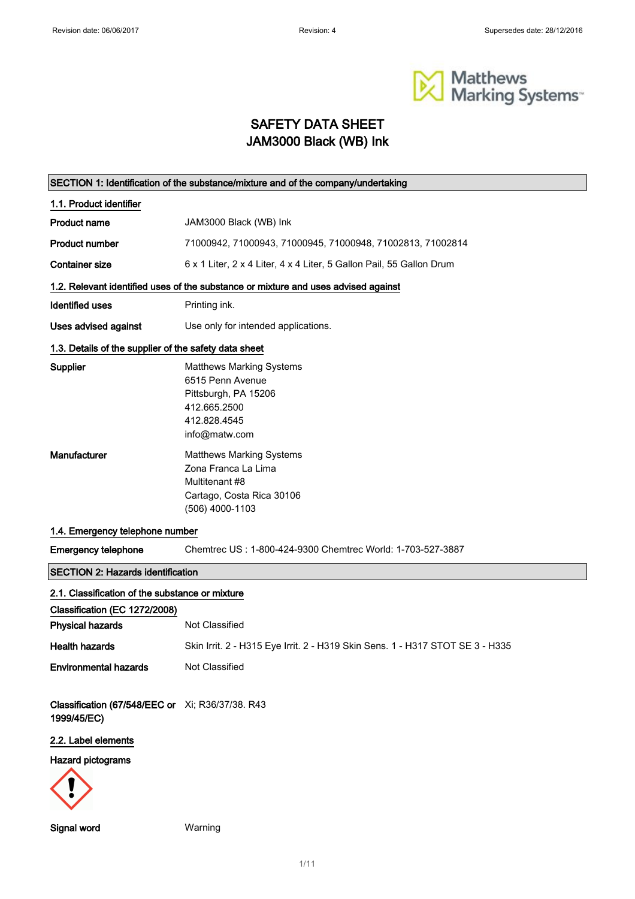# SAFETY DATA SHEET
# JAM3000 Black (WB) Ink

## SECTION 1: Identification of the substance/mixture and of the company/undertaking

### 1.1. Product identifier

| | |
|---|---|
| **Product name** | JAM3000 Black (WB) Ink |
| **Product number** | 71000942, 71000943, 71000945, 71000948, 71002813, 71002814 |
| **Container size** | 6 x 1 Liter, 2 x 4 Liter, 4 x 4 Liter, 5 Gallon Pail, 55 Gallon Drum |

### 1.2. Relevant identified uses of the substance or mixture and uses advised against

| | |
|---|---|
| **Identified uses** | Printing ink. |
| **Uses advised against** | Use only for intended applications. |

### 1.3. Details of the supplier of the safety data sheet

**Supplier**

Matthews Marking Systems
6515 Penn Avenue
Pittsburgh, PA 15206
412.665.2500
412.828.4545
info@matw.com

**Manufacturer**

Matthews Marking Systems
Zona Franca La Lima
Multitenant #8
Cartago, Costa Rica 30106
(506) 4000-1103

### 1.4. Emergency telephone number

**Emergency telephone** Chemtrec US : 1-800-424-9300 Chemtrec World: 1-703-527-3887

## SECTION 2: Hazards identification

### 2.1. Classification of the substance or mixture

**Classification (EC 1272/2008)**

| | |
|---|---|
| **Physical hazards** | Not Classified |
| **Health hazards** | Skin Irrit. 2 - H315 Eye Irrit. 2 - H319 Skin Sens. 1 - H317 STOT SE 3 - H335 |
| **Environmental hazards** | Not Classified |

**Classification (67/548/EEC or 1999/45/EC)** Xi; R36/37/38. R43

### 2.2. Label elements

**Hazard pictograms**

**Signal word** Warning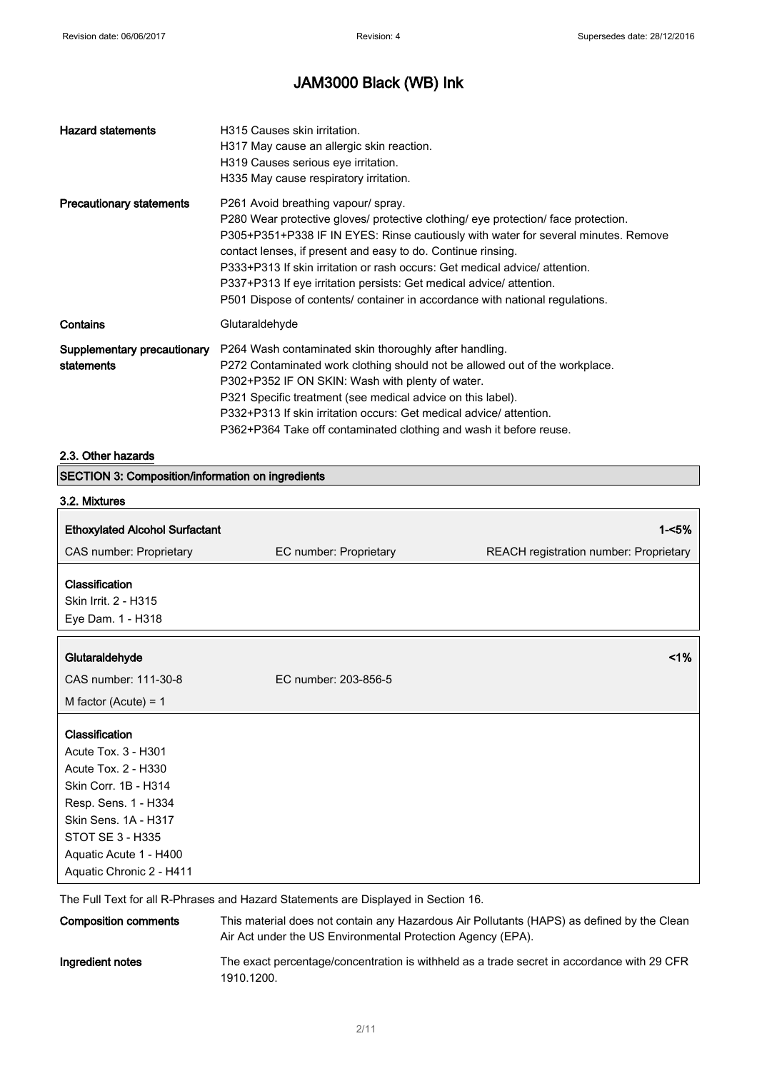| | |
|---|---|
| **Hazard statements** | H315 Causes skin irritation.<br>H317 May cause an allergic skin reaction.<br>H319 Causes serious eye irritation.<br>H335 May cause respiratory irritation. |
| **Precautionary statements** | P261 Avoid breathing vapour/ spray.<br>P280 Wear protective gloves/ protective clothing/ eye protection/ face protection.<br>P305+P351+P338 IF IN EYES: Rinse cautiously with water for several minutes. Remove contact lenses, if present and easy to do. Continue rinsing.<br>P333+P313 If skin irritation or rash occurs: Get medical advice/ attention.<br>P337+P313 If eye irritation persists: Get medical advice/ attention.<br>P501 Dispose of contents/ container in accordance with national regulations. |
| **Contains** | Glutaraldehyde |
| **Supplementary precautionary statements** | P264 Wash contaminated skin thoroughly after handling.<br>P272 Contaminated work clothing should not be allowed out of the workplace.<br>P302+P352 IF ON SKIN: Wash with plenty of water.<br>P321 Specific treatment (see medical advice on this label).<br>P332+P313 If skin irritation occurs: Get medical advice/ attention.<br>P362+P364 Take off contaminated clothing and wash it before reuse. |

### 2.3. Other hazards

## SECTION 3: Composition/information on ingredients

### 3.2. Mixtures

| **Ethoxylated Alcohol Surfactant** | | **1-<5%** |
|---|---|---|
| CAS number: Proprietary | EC number: Proprietary | REACH registration number: Proprietary |

**Classification**
Skin Irrit. 2 - H315
Eye Dam. 1 - H318

| **Glutaraldehyde** | | **<1%** |
|---|---|---|
| CAS number: 111-30-8 | EC number: 203-856-5 | |
| M factor (Acute) = 1 | | |

**Classification**
Acute Tox. 3 - H301
Acute Tox. 2 - H330
Skin Corr. 1B - H314
Resp. Sens. 1 - H334
Skin Sens. 1A - H317
STOT SE 3 - H335
Aquatic Acute 1 - H400
Aquatic Chronic 2 - H411

The Full Text for all R-Phrases and Hazard Statements are Displayed in Section 16.

| | |
|---|---|
| **Composition comments** | This material does not contain any Hazardous Air Pollutants (HAPS) as defined by the Clean Air Act under the US Environmental Protection Agency (EPA). |
| **Ingredient notes** | The exact percentage/concentration is withheld as a trade secret in accordance with 29 CFR 1910.1200. |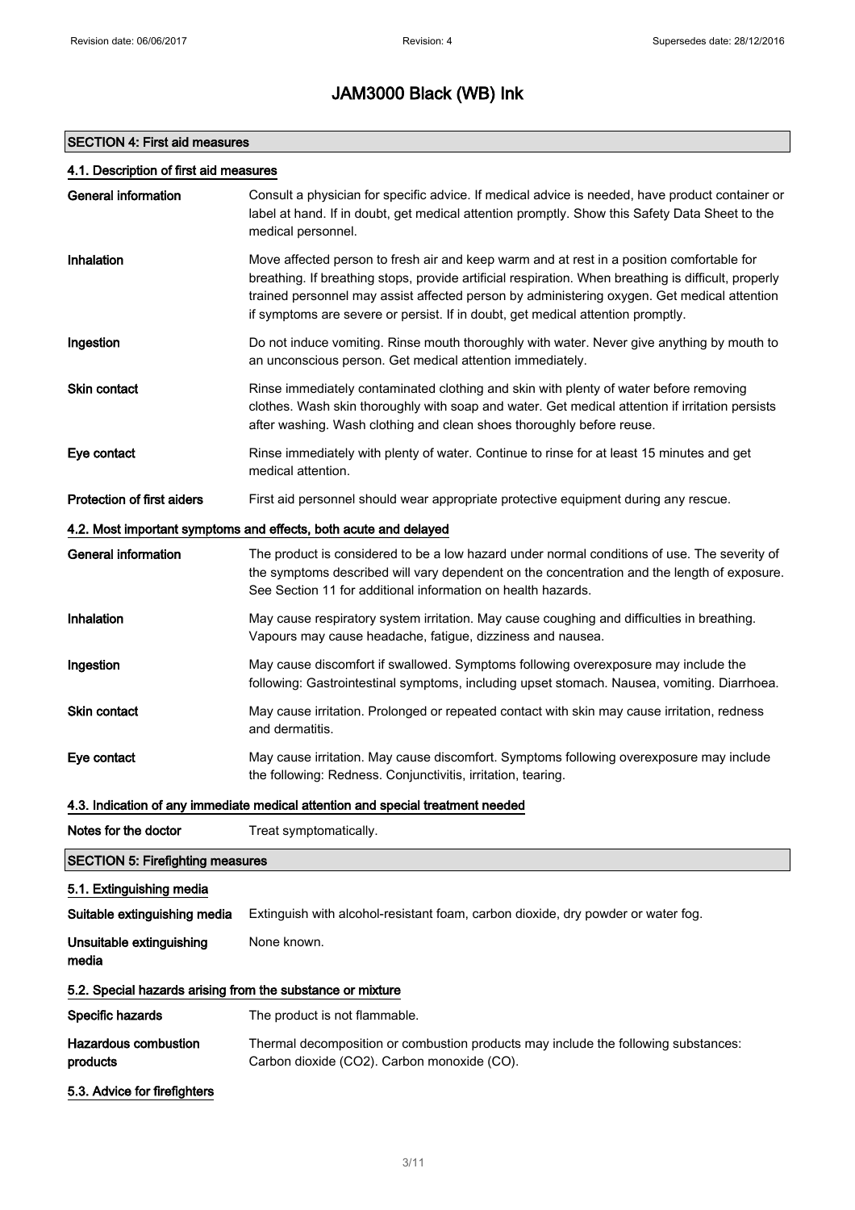# JAM3000 Black (WB) Ink

## SECTION 4: First aid measures

### 4.1. Description of first aid measures

| | |
|---|---|
| **General information** | Consult a physician for specific advice. If medical advice is needed, have product container or label at hand. If in doubt, get medical attention promptly. Show this Safety Data Sheet to the medical personnel. |
| **Inhalation** | Move affected person to fresh air and keep warm and at rest in a position comfortable for breathing. If breathing stops, provide artificial respiration. When breathing is difficult, properly trained personnel may assist affected person by administering oxygen. Get medical attention if symptoms are severe or persist. If in doubt, get medical attention promptly. |
| **Ingestion** | Do not induce vomiting. Rinse mouth thoroughly with water. Never give anything by mouth to an unconscious person. Get medical attention immediately. |
| **Skin contact** | Rinse immediately contaminated clothing and skin with plenty of water before removing clothes. Wash skin thoroughly with soap and water. Get medical attention if irritation persists after washing. Wash clothing and clean shoes thoroughly before reuse. |
| **Eye contact** | Rinse immediately with plenty of water. Continue to rinse for at least 15 minutes and get medical attention. |
| **Protection of first aiders** | First aid personnel should wear appropriate protective equipment during any rescue. |

### 4.2. Most important symptoms and effects, both acute and delayed

| | |
|---|---|
| **General information** | The product is considered to be a low hazard under normal conditions of use. The severity of the symptoms described will vary dependent on the concentration and the length of exposure. See Section 11 for additional information on health hazards. |
| **Inhalation** | May cause respiratory system irritation. May cause coughing and difficulties in breathing. Vapours may cause headache, fatigue, dizziness and nausea. |
| **Ingestion** | May cause discomfort if swallowed. Symptoms following overexposure may include the following: Gastrointestinal symptoms, including upset stomach. Nausea, vomiting. Diarrhoea. |
| **Skin contact** | May cause irritation. Prolonged or repeated contact with skin may cause irritation, redness and dermatitis. |
| **Eye contact** | May cause irritation. May cause discomfort. Symptoms following overexposure may include the following: Redness. Conjunctivitis, irritation, tearing. |

### 4.3. Indication of any immediate medical attention and special treatment needed

| | |
|---|---|
| **Notes for the doctor** | Treat symptomatically. |

## SECTION 5: Firefighting measures

### 5.1. Extinguishing media

| | |
|---|---|
| **Suitable extinguishing media** | Extinguish with alcohol-resistant foam, carbon dioxide, dry powder or water fog. |
| **Unsuitable extinguishing media** | None known. |

### 5.2. Special hazards arising from the substance or mixture

| | |
|---|---|
| **Specific hazards** | The product is not flammable. |
| **Hazardous combustion products** | Thermal decomposition or combustion products may include the following substances: Carbon dioxide ($CO_2$). Carbon monoxide (CO). |

### 5.3. Advice for firefighters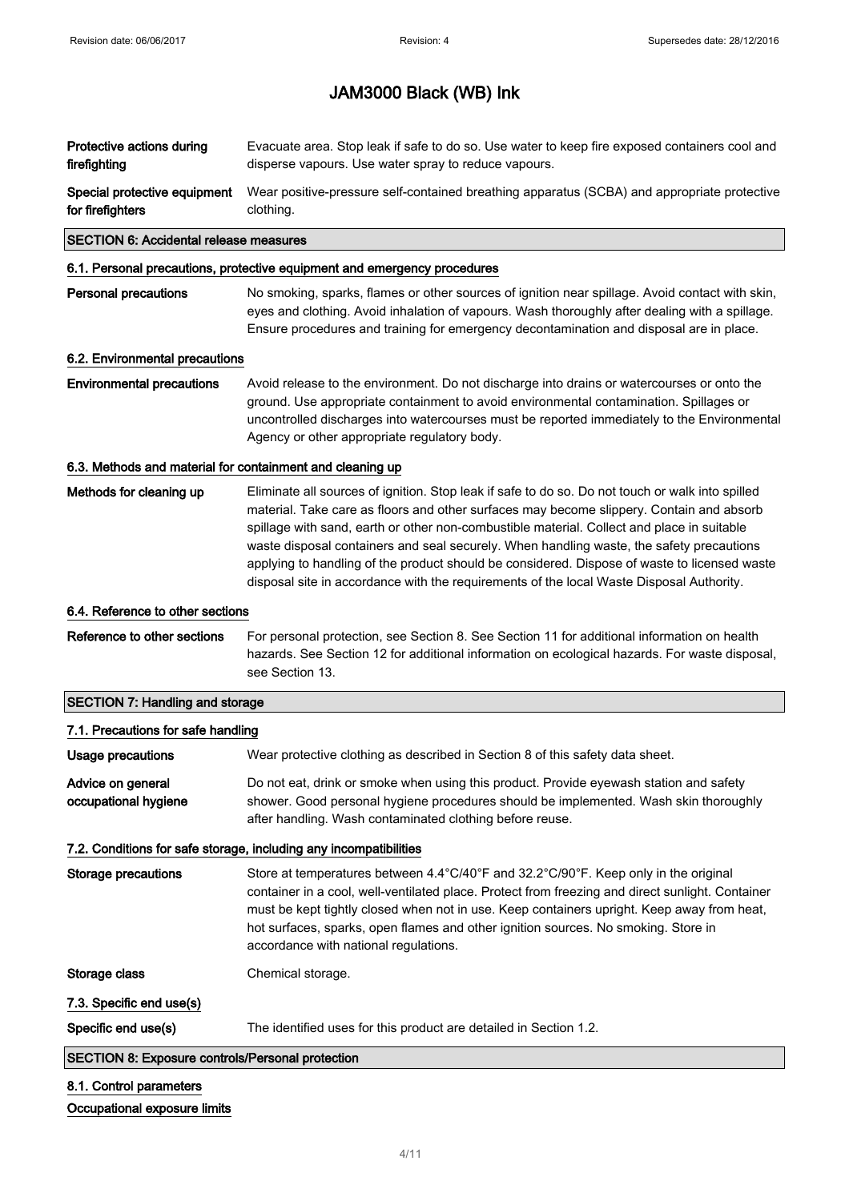| | |
|---|---|
| **Protective actions during firefighting** | Evacuate area. Stop leak if safe to do so. Use water to keep fire exposed containers cool and disperse vapours. Use water spray to reduce vapours. |
| **Special protective equipment for firefighters** | Wear positive-pressure self-contained breathing apparatus (SCBA) and appropriate protective clothing. |

## SECTION 6: Accidental release measures

### 6.1. Personal precautions, protective equipment and emergency procedures

| | |
|---|---|
| **Personal precautions** | No smoking, sparks, flames or other sources of ignition near spillage. Avoid contact with skin, eyes and clothing. Avoid inhalation of vapours. Wash thoroughly after dealing with a spillage. Ensure procedures and training for emergency decontamination and disposal are in place. |

### 6.2. Environmental precautions

| | |
|---|---|
| **Environmental precautions** | Avoid release to the environment. Do not discharge into drains or watercourses or onto the ground. Use appropriate containment to avoid environmental contamination. Spillages or uncontrolled discharges into watercourses must be reported immediately to the Environmental Agency or other appropriate regulatory body. |

### 6.3. Methods and material for containment and cleaning up

| | |
|---|---|
| **Methods for cleaning up** | Eliminate all sources of ignition. Stop leak if safe to do so. Do not touch or walk into spilled material. Take care as floors and other surfaces may become slippery. Contain and absorb spillage with sand, earth or other non-combustible material. Collect and place in suitable waste disposal containers and seal securely. When handling waste, the safety precautions applying to handling of the product should be considered. Dispose of waste to licensed waste disposal site in accordance with the requirements of the local Waste Disposal Authority. |

### 6.4. Reference to other sections

| | |
|---|---|
| **Reference to other sections** | For personal protection, see Section 8. See Section 11 for additional information on health hazards. See Section 12 for additional information on ecological hazards. For waste disposal, see Section 13. |

## SECTION 7: Handling and storage

### 7.1. Precautions for safe handling

| | |
|---|---|
| **Usage precautions** | Wear protective clothing as described in Section 8 of this safety data sheet. |
| **Advice on general occupational hygiene** | Do not eat, drink or smoke when using this product. Provide eyewash station and safety shower. Good personal hygiene procedures should be implemented. Wash skin thoroughly after handling. Wash contaminated clothing before reuse. |

### 7.2. Conditions for safe storage, including any incompatibilities

| | |
|---|---|
| **Storage precautions** | Store at temperatures between 4.4°C/40°F and 32.2°C/90°F. Keep only in the original container in a cool, well-ventilated place. Protect from freezing and direct sunlight. Container must be kept tightly closed when not in use. Keep containers upright. Keep away from heat, hot surfaces, sparks, open flames and other ignition sources. No smoking. Store in accordance with national regulations. |
| **Storage class** | Chemical storage. |

### 7.3. Specific end use(s)

| | |
|---|---|
| **Specific end use(s)** | The identified uses for this product are detailed in Section 1.2. |

## SECTION 8: Exposure controls/Personal protection

### 8.1. Control parameters

**Occupational exposure limits**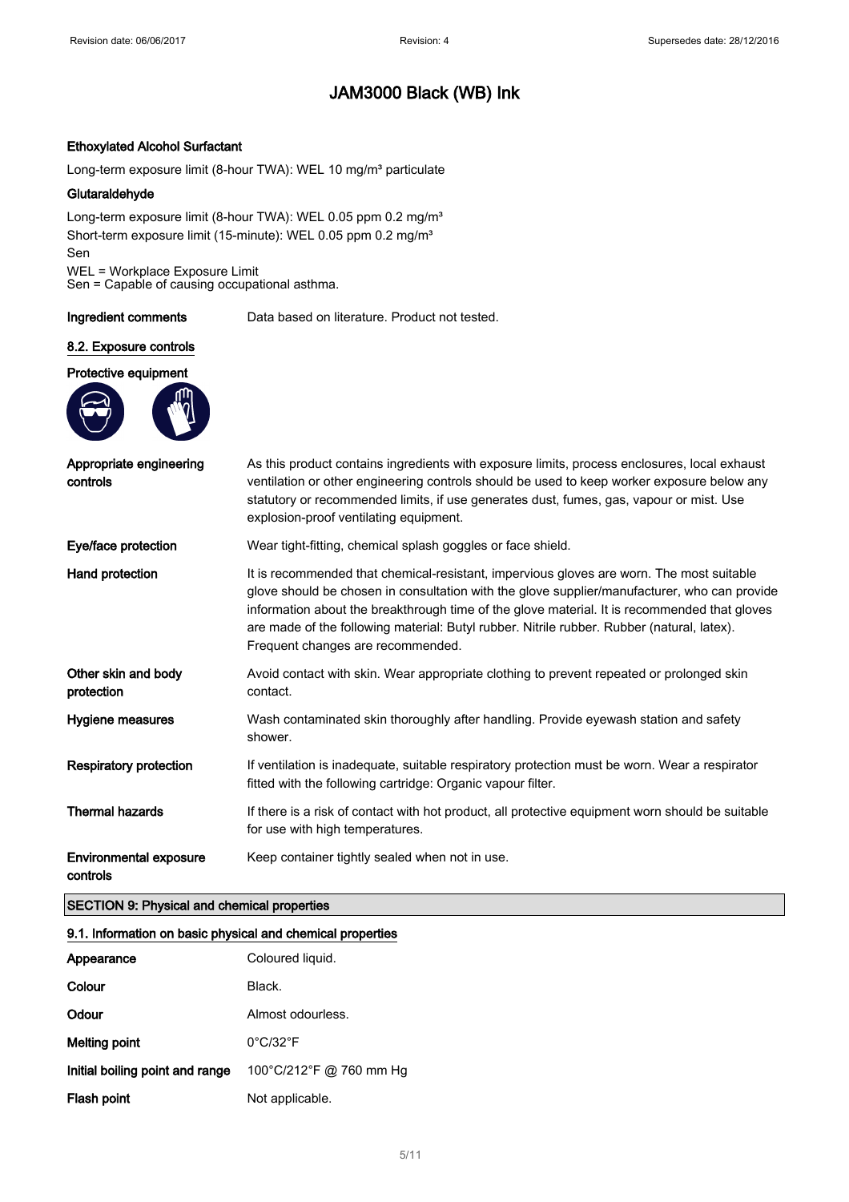# JAM3000 Black (WB) Ink

**Ethoxylated Alcohol Surfactant**

Long-term exposure limit (8-hour TWA): WEL 10 mg/m³ particulate

**Glutaraldehyde**

Long-term exposure limit (8-hour TWA): WEL 0.05 ppm 0.2 mg/m³
Short-term exposure limit (15-minute): WEL 0.05 ppm 0.2 mg/m³
Sen
WEL = Workplace Exposure Limit
Sen = Capable of causing occupational asthma.

| | |
|---|---|
| **Ingredient comments** | Data based on literature. Product not tested. |

### 8.2. Exposure controls

**Protective equipment**

| | |
|---|---|
| **Appropriate engineering controls** | As this product contains ingredients with exposure limits, process enclosures, local exhaust ventilation or other engineering controls should be used to keep worker exposure below any statutory or recommended limits, if use generates dust, fumes, gas, vapour or mist. Use explosion-proof ventilating equipment. |
| **Eye/face protection** | Wear tight-fitting, chemical splash goggles or face shield. |
| **Hand protection** | It is recommended that chemical-resistant, impervious gloves are worn. The most suitable glove should be chosen in consultation with the glove supplier/manufacturer, who can provide information about the breakthrough time of the glove material. It is recommended that gloves are made of the following material: Butyl rubber. Nitrile rubber. Rubber (natural, latex). Frequent changes are recommended. |
| **Other skin and body protection** | Avoid contact with skin. Wear appropriate clothing to prevent repeated or prolonged skin contact. |
| **Hygiene measures** | Wash contaminated skin thoroughly after handling. Provide eyewash station and safety shower. |
| **Respiratory protection** | If ventilation is inadequate, suitable respiratory protection must be worn. Wear a respirator fitted with the following cartridge: Organic vapour filter. |
| **Thermal hazards** | If there is a risk of contact with hot product, all protective equipment worn should be suitable for use with high temperatures. |
| **Environmental exposure controls** | Keep container tightly sealed when not in use. |

## SECTION 9: Physical and chemical properties

### 9.1. Information on basic physical and chemical properties

| | |
|---|---|
| **Appearance** | Coloured liquid. |
| **Colour** | Black. |
| **Odour** | Almost odourless. |
| **Melting point** | 0°C/32°F |
| **Initial boiling point and range** | 100°C/212°F @ 760 mm Hg |
| **Flash point** | Not applicable. |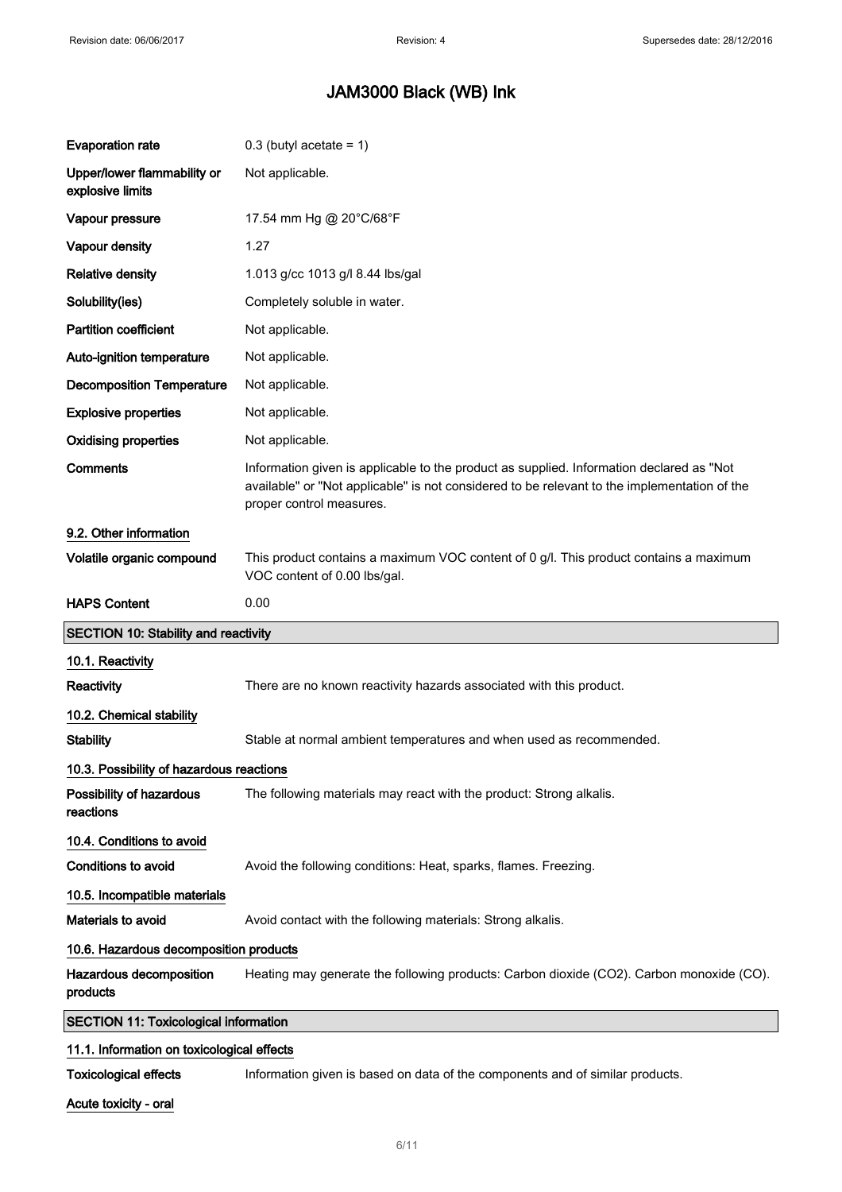| | |
|---|---|
| **Evaporation rate** | 0.3 (butyl acetate = 1) |
| **Upper/lower flammability or explosive limits** | Not applicable. |
| **Vapour pressure** | 17.54 mm Hg @ 20°C/68°F |
| **Vapour density** | 1.27 |
| **Relative density** | 1.013 g/cc 1013 g/l 8.44 lbs/gal |
| **Solubility(ies)** | Completely soluble in water. |
| **Partition coefficient** | Not applicable. |
| **Auto-ignition temperature** | Not applicable. |
| **Decomposition Temperature** | Not applicable. |
| **Explosive properties** | Not applicable. |
| **Oxidising properties** | Not applicable. |
| **Comments** | Information given is applicable to the product as supplied. Information declared as "Not available" or "Not applicable" is not considered to be relevant to the implementation of the proper control measures. |

### 9.2. Other information

| | |
|---|---|
| **Volatile organic compound** | This product contains a maximum VOC content of 0 g/l. This product contains a maximum VOC content of 0.00 lbs/gal. |
| **HAPS Content** | 0.00 |

## SECTION 10: Stability and reactivity

### 10.1. Reactivity

**Reactivity** There are no known reactivity hazards associated with this product.

### 10.2. Chemical stability

**Stability** Stable at normal ambient temperatures and when used as recommended.

### 10.3. Possibility of hazardous reactions

**Possibility of hazardous reactions** The following materials may react with the product: Strong alkalis.

### 10.4. Conditions to avoid

**Conditions to avoid** Avoid the following conditions: Heat, sparks, flames. Freezing.

### 10.5. Incompatible materials

**Materials to avoid** Avoid contact with the following materials: Strong alkalis.

### 10.6. Hazardous decomposition products

**Hazardous decomposition products** Heating may generate the following products: Carbon dioxide ($CO_2$). Carbon monoxide (CO).

## SECTION 11: Toxicological information

### 11.1. Information on toxicological effects

**Toxicological effects** Information given is based on data of the components and of similar products.

**Acute toxicity - oral**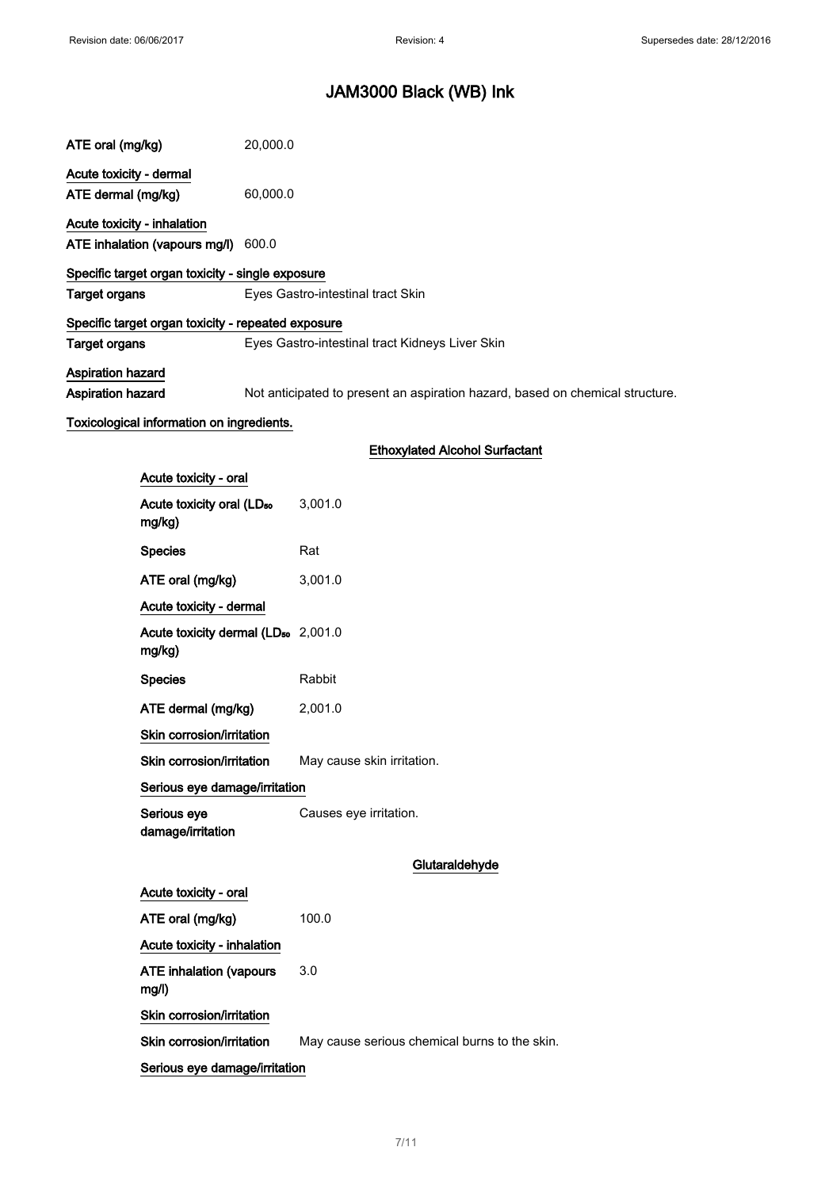# JAM3000 Black (WB) Ink

| | |
|---|---|
| ATE oral (mg/kg) | 20,000.0 |

**Acute toxicity - dermal**

| | |
|---|---|
| ATE dermal (mg/kg) | 60,000.0 |

**Acute toxicity - inhalation**

| | |
|---|---|
| ATE inhalation (vapours mg/l) | 600.0 |

**Specific target organ toxicity - single exposure**

| | |
|---|---|
| **Target organs** | Eyes Gastro-intestinal tract Skin |

**Specific target organ toxicity - repeated exposure**

| | |
|---|---|
| **Target organs** | Eyes Gastro-intestinal tract Kidneys Liver Skin |

**Aspiration hazard**

| | |
|---|---|
| **Aspiration hazard** | Not anticipated to present an aspiration hazard, based on chemical structure. |

**Toxicological information on ingredients.**

### Ethoxylated Alcohol Surfactant

**Acute toxicity - oral**

| | |
|---|---|
| Acute toxicity oral ($LD_{50}$ mg/kg) | 3,001.0 |
| **Species** | Rat |
| ATE oral (mg/kg) | 3,001.0 |

**Acute toxicity - dermal**

| | |
|---|---|
| Acute toxicity dermal ($LD_{50}$ mg/kg) | 2,001.0 |
| **Species** | Rabbit |
| ATE dermal (mg/kg) | 2,001.0 |

**Skin corrosion/irritation**

| | |
|---|---|
| Skin corrosion/irritation | May cause skin irritation. |

**Serious eye damage/irritation**

| | |
|---|---|
| Serious eye damage/irritation | Causes eye irritation. |

### Glutaraldehyde

**Acute toxicity - oral**

| | |
|---|---|
| ATE oral (mg/kg) | 100.0 |

**Acute toxicity - inhalation**

| | |
|---|---|
| ATE inhalation (vapours mg/l) | 3.0 |

**Skin corrosion/irritation**

| | |
|---|---|
| Skin corrosion/irritation | May cause serious chemical burns to the skin. |

**Serious eye damage/irritation**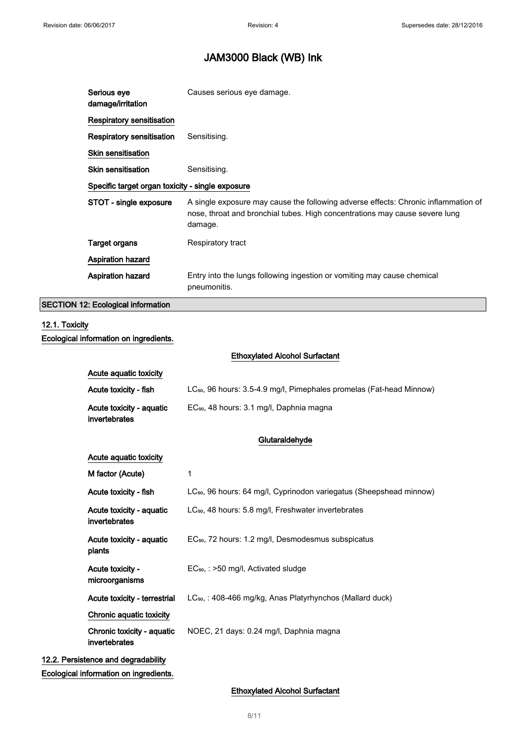| | |
|---|---|
| Serious eye damage/irritation | Causes serious eye damage. |

**Respiratory sensitisation**

| | |
|---|---|
| Respiratory sensitisation | Sensitising. |

**Skin sensitisation**

| | |
|---|---|
| Skin sensitisation | Sensitising. |

**Specific target organ toxicity - single exposure**

| | |
|---|---|
| STOT - single exposure | A single exposure may cause the following adverse effects: Chronic inflammation of nose, throat and bronchial tubes. High concentrations may cause severe lung damage. |
| Target organs | Respiratory tract |

**Aspiration hazard**

| | |
|---|---|
| Aspiration hazard | Entry into the lungs following ingestion or vomiting may cause chemical pneumonitis. |

## SECTION 12: Ecological information

### 12.1. Toxicity

**Ecological information on ingredients.**

**Ethoxylated Alcohol Surfactant**

**Acute aquatic toxicity**

| | |
|---|---|
| Acute toxicity - fish | $LC_{50}$, 96 hours: 3.5-4.9 mg/l, Pimephales promelas (Fat-head Minnow) |
| Acute toxicity - aquatic invertebrates | $EC_{50}$, 48 hours: 3.1 mg/l, Daphnia magna |

**Glutaraldehyde**

**Acute aquatic toxicity**

| | |
|---|---|
| M factor (Acute) | 1 |
| Acute toxicity - fish | $LC_{50}$, 96 hours: 64 mg/l, Cyprinodon variegatus (Sheepshead minnow) |
| Acute toxicity - aquatic invertebrates | $LC_{50}$, 48 hours: 5.8 mg/l, Freshwater invertebrates |
| Acute toxicity - aquatic plants | $EC_{50}$, 72 hours: 1.2 mg/l, Desmodesmus subspicatus |
| Acute toxicity - microorganisms | $EC_{50}$, : >50 mg/l, Activated sludge |
| Acute toxicity - terrestrial | $LC_{50}$, : 408-466 mg/kg, Anas Platyrhynchos (Mallard duck) |

**Chronic aquatic toxicity**

| | |
|---|---|
| Chronic toxicity - aquatic invertebrates | NOEC, 21 days: 0.24 mg/l, Daphnia magna |

### 12.2. Persistence and degradability

**Ecological information on ingredients.**

**Ethoxylated Alcohol Surfactant**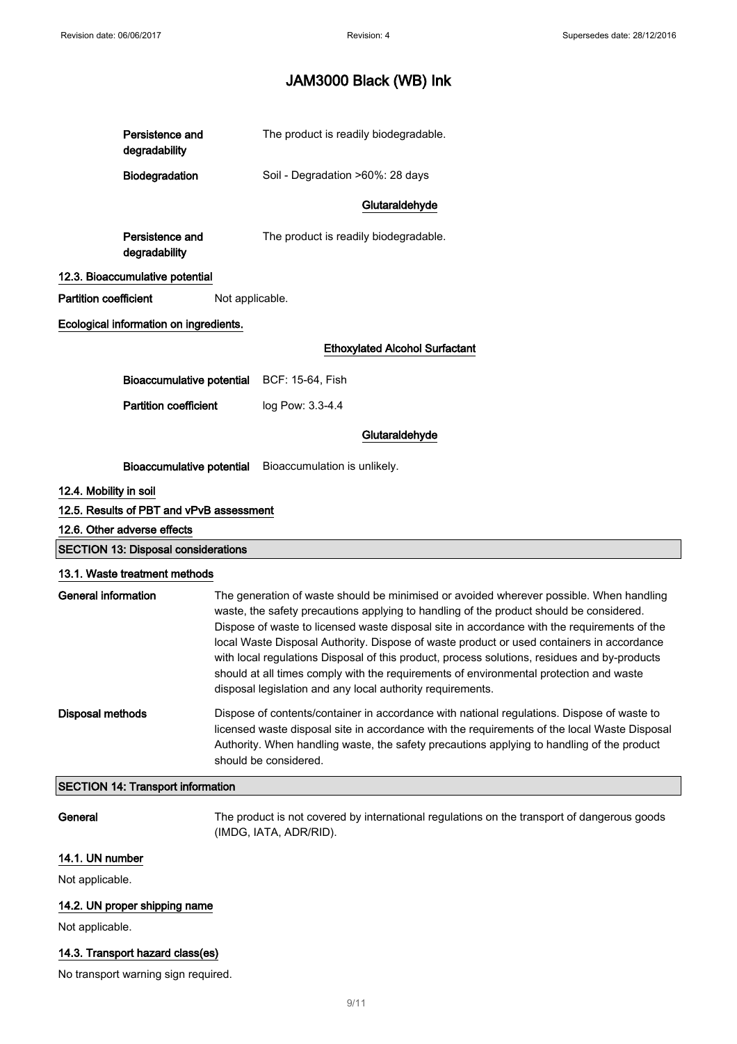| | |
|---|---|
| **Persistence and degradability** | The product is readily biodegradable. |
| **Biodegradation** | Soil - Degradation >60%: 28 days |

**Glutaraldehyde**

| | |
|---|---|
| **Persistence and degradability** | The product is readily biodegradable. |

### 12.3. Bioaccumulative potential

**Partition coefficient** Not applicable.

**Ecological information on ingredients.**

**Ethoxylated Alcohol Surfactant**

| | |
|---|---|
| **Bioaccumulative potential** | BCF: 15-64, Fish |
| **Partition coefficient** | log Pow: 3.3-4.4 |

**Glutaraldehyde**

| | |
|---|---|
| **Bioaccumulative potential** | Bioaccumulation is unlikely. |

### 12.4. Mobility in soil

### 12.5. Results of PBT and vPvB assessment

### 12.6. Other adverse effects

## SECTION 13: Disposal considerations

### 13.1. Waste treatment methods

**General information** The generation of waste should be minimised or avoided wherever possible. When handling waste, the safety precautions applying to handling of the product should be considered. Dispose of waste to licensed waste disposal site in accordance with the requirements of the local Waste Disposal Authority. Dispose of waste product or used containers in accordance with local regulations Disposal of this product, process solutions, residues and by-products should at all times comply with the requirements of environmental protection and waste disposal legislation and any local authority requirements.

**Disposal methods** Dispose of contents/container in accordance with national regulations. Dispose of waste to licensed waste disposal site in accordance with the requirements of the local Waste Disposal Authority. When handling waste, the safety precautions applying to handling of the product should be considered.

## SECTION 14: Transport information

**General** The product is not covered by international regulations on the transport of dangerous goods (IMDG, IATA, ADR/RID).

### 14.1. UN number

Not applicable.

### 14.2. UN proper shipping name

Not applicable.

### 14.3. Transport hazard class(es)

No transport warning sign required.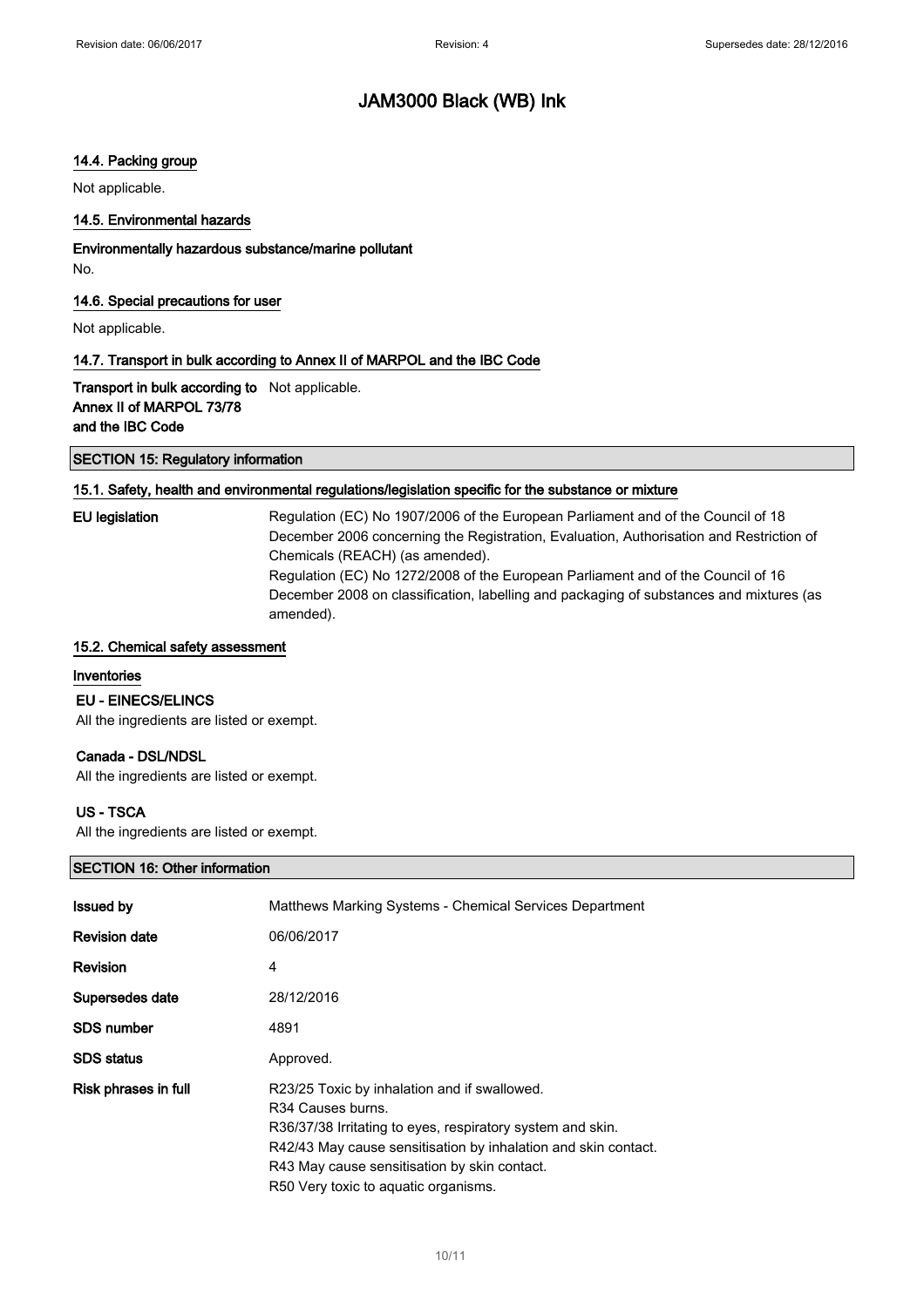# JAM3000 Black (WB) Ink

### 14.4. Packing group

Not applicable.

### 14.5. Environmental hazards

**Environmentally hazardous substance/marine pollutant**

No.

### 14.6. Special precautions for user

Not applicable.

### 14.7. Transport in bulk according to Annex II of MARPOL and the IBC Code

**Transport in bulk according to Annex II of MARPOL 73/78 and the IBC Code** Not applicable.

## SECTION 15: Regulatory information

### 15.1. Safety, health and environmental regulations/legislation specific for the substance or mixture

**EU legislation** Regulation (EC) No 1907/2006 of the European Parliament and of the Council of 18 December 2006 concerning the Registration, Evaluation, Authorisation and Restriction of Chemicals (REACH) (as amended).
Regulation (EC) No 1272/2008 of the European Parliament and of the Council of 16 December 2008 on classification, labelling and packaging of substances and mixtures (as amended).

### 15.2. Chemical safety assessment

**Inventories**

**EU - EINECS/ELINCS**

All the ingredients are listed or exempt.

**Canada - DSL/NDSL**

All the ingredients are listed or exempt.

**US - TSCA**

All the ingredients are listed or exempt.

## SECTION 16: Other information

| | |
|---|---|
| **Issued by** | Matthews Marking Systems - Chemical Services Department |
| **Revision date** | 06/06/2017 |
| **Revision** | 4 |
| **Supersedes date** | 28/12/2016 |
| **SDS number** | 4891 |
| **SDS status** | Approved. |
| **Risk phrases in full** | R23/25 Toxic by inhalation and if swallowed.<br>R34 Causes burns.<br>R36/37/38 Irritating to eyes, respiratory system and skin.<br>R42/43 May cause sensitisation by inhalation and skin contact.<br>R43 May cause sensitisation by skin contact.<br>R50 Very toxic to aquatic organisms. |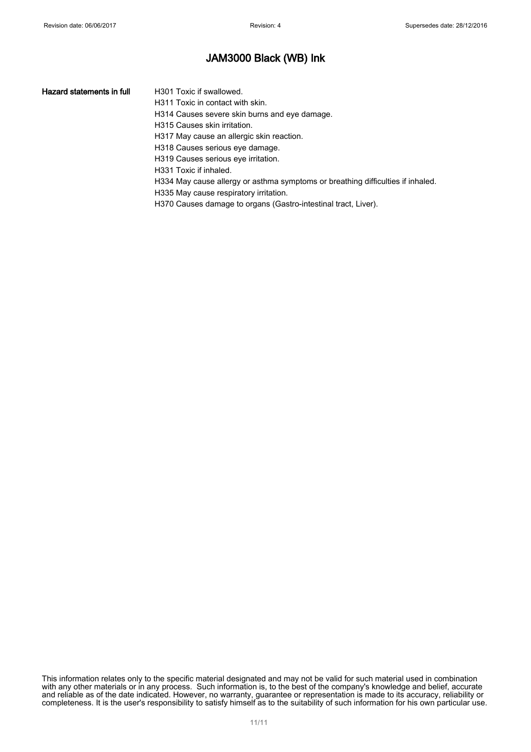# JAM3000 Black (WB) Ink

**Hazard statements in full**

H301 Toxic if swallowed.
H311 Toxic in contact with skin.
H314 Causes severe skin burns and eye damage.
H315 Causes skin irritation.
H317 May cause an allergic skin reaction.
H318 Causes serious eye damage.
H319 Causes serious eye irritation.
H331 Toxic if inhaled.
H334 May cause allergy or asthma symptoms or breathing difficulties if inhaled.
H335 May cause respiratory irritation.
H370 Causes damage to organs (Gastro-intestinal tract, Liver).

This information relates only to the specific material designated and may not be valid for such material used in combination with any other materials or in any process. Such information is, to the best of the company's knowledge and belief, accurate and reliable as of the date indicated. However, no warranty, guarantee or representation is made to its accuracy, reliability or completeness. It is the user's responsibility to satisfy himself as to the suitability of such information for his own particular use.